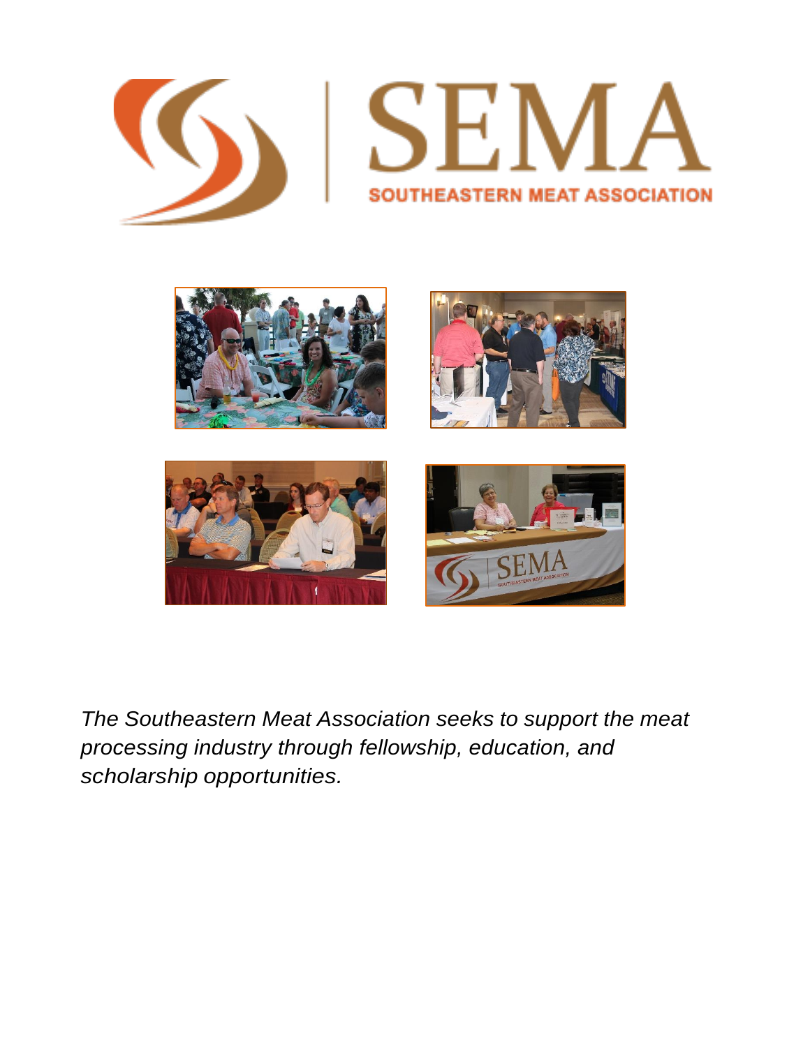# SEMA

SOUTHEASTERN MEAT ASSOCIATION

*The Southeastern Meat Association seeks to support the meat processing industry through fellowship, education, and scholarship opportunities.*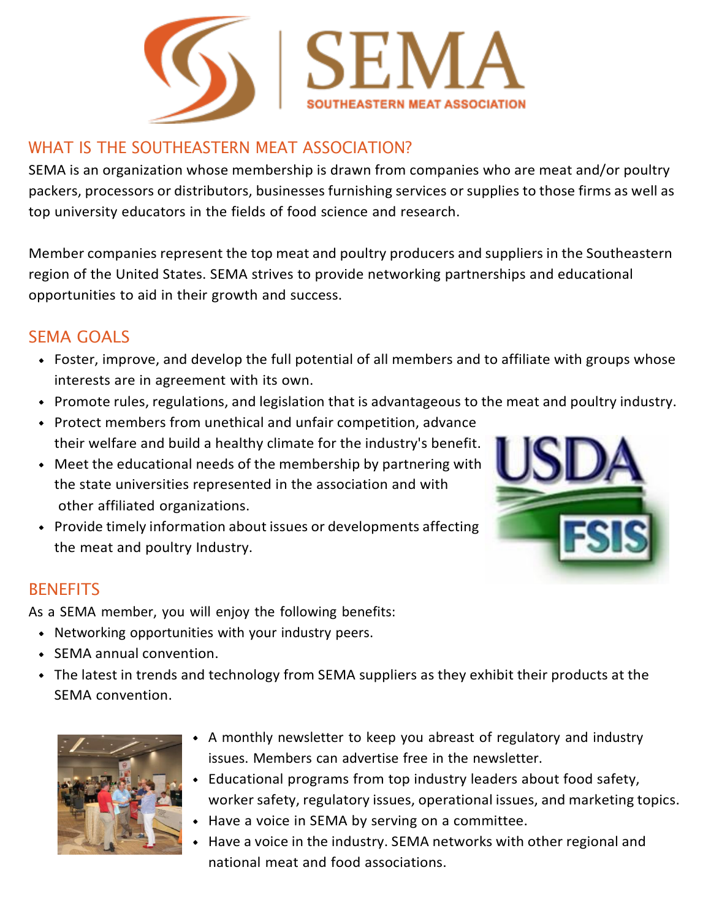# SEMA

SOUTHEASTERN MEAT ASSOCIATION

## WHAT IS THE SOUTHEASTERN MEAT ASSOCIATION?

SEMA is an organization whose membership is drawn from companies who are meat and/or poultry packers, processors or distributors, businesses furnishing services or supplies to those firms as well as top university educators in the fields of food science and research.

Member companies represent the top meat and poultry producers and suppliers in the Southeastern region of the United States. SEMA strives to provide networking partnerships and educational opportunities to aid in their growth and success.

## SEMA GOALS

- Foster, improve, and develop the full potential of all members and to affiliate with groups whose interests are in agreement with its own.
- Promote rules, regulations, and legislation that is advantageous to the meat and poultry industry.
- Protect members from unethical and unfair competition, advance their welfare and build a healthy climate for the industry's benefit.
- Meet the educational needs of the membership by partnering with the state universities represented in the association and with other affiliated organizations.
- Provide timely information about issues or developments affecting the meat and poultry Industry.

## BENEFITS

As a SEMA member, you will enjoy the following benefits:

- Networking opportunities with your industry peers.
- SEMA annual convention.
- The latest in trends and technology from SEMA suppliers as they exhibit their products at the SEMA convention.
- A monthly newsletter to keep you abreast of regulatory and industry issues. Members can advertise free in the newsletter.
- Educational programs from top industry leaders about food safety, worker safety, regulatory issues, operational issues, and marketing topics.
- Have a voice in SEMA by serving on a committee.
- Have a voice in the industry. SEMA networks with other regional and national meat and food associations.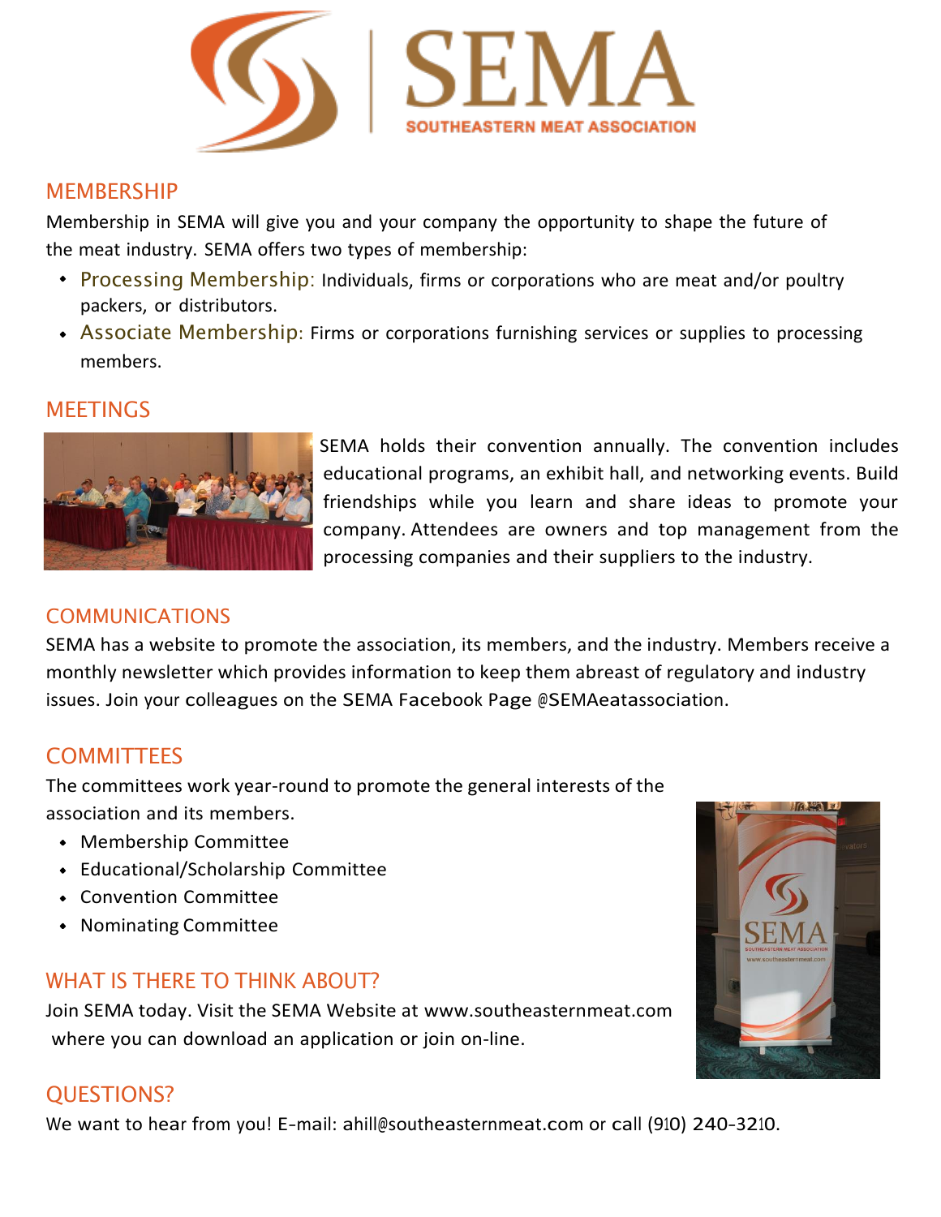# SEMA

SOUTHEASTERN MEAT ASSOCIATION

## MEMBERSHIP

Membership in SEMA will give you and your company the opportunity to shape the future of the meat industry. SEMA offers two types of membership:

- Processing Membership: Individuals, firms or corporations who are meat and/or poultry packers, or distributors.
- Associate Membership: Firms or corporations furnishing services or supplies to processing members.

## MEETINGS

SEMA holds their convention annually. The convention includes educational programs, an exhibit hall, and networking events. Build friendships while you learn and share ideas to promote your company. Attendees are owners and top management from the processing companies and their suppliers to the industry.

## COMMUNICATIONS

SEMA has a website to promote the association, its members, and the industry. Members receive a monthly newsletter which provides information to keep them abreast of regulatory and industry issues. Join your colleagues on the SEMA Facebook Page @SEMAeatassociation.

## COMMITTEES

The committees work year-round to promote the general interests of the association and its members.

- Membership Committee
- Educational/Scholarship Committee
- Convention Committee
- Nominating Committee

## WHAT IS THERE TO THINK ABOUT?

Join SEMA today. Visit the SEMA Website at www.southeasternmeat.com where you can download an application or join on-line.

## QUESTIONS?

We want to hear from you! E-mail: ahill@southeasternmeat.com or call (910) 240-3210.